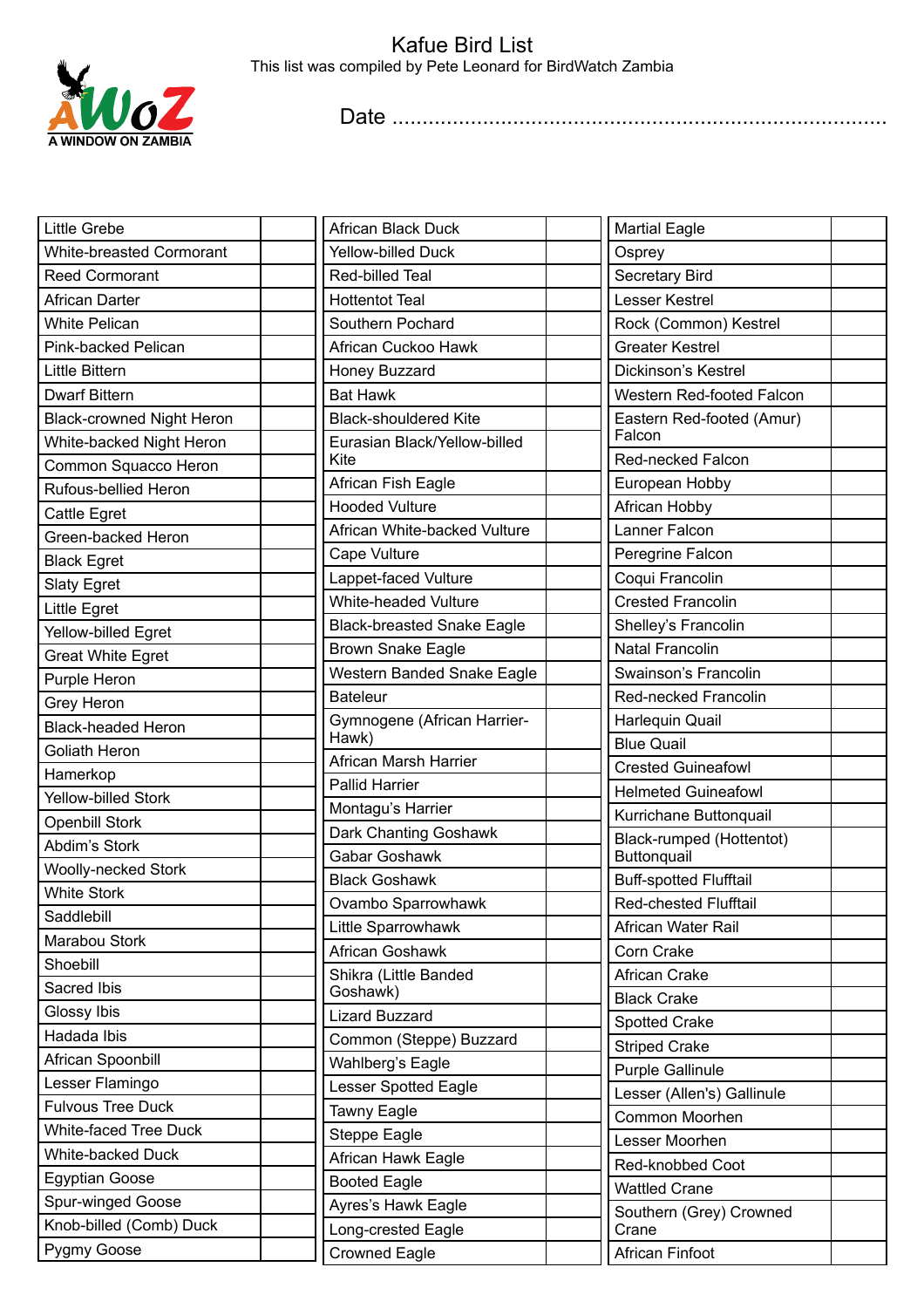# Kafue Bird List

This list was compiled by Pete Leonard for BirdWatch Zambia

A WINDOW ON ZAMBIA

Date ...........................................................................

| | |
|---|---|
| Little Grebe | |
| White-breasted Cormorant | |
| Reed Cormorant | |
| African Darter | |
| White Pelican | |
| Pink-backed Pelican | |
| Little Bittern | |
| Dwarf Bittern | |
| Black-crowned Night Heron | |
| White-backed Night Heron | |
| Common Squacco Heron | |
| Rufous-bellied Heron | |
| Cattle Egret | |
| Green-backed Heron | |
| Black Egret | |
| Slaty Egret | |
| Little Egret | |
| Yellow-billed Egret | |
| Great White Egret | |
| Purple Heron | |
| Grey Heron | |
| Black-headed Heron | |
| Goliath Heron | |
| Hamerkop | |
| Yellow-billed Stork | |
| Openbill Stork | |
| Abdim's Stork | |
| Woolly-necked Stork | |
| White Stork | |
| Saddlebill | |
| Marabou Stork | |
| Shoebill | |
| Sacred Ibis | |
| Glossy Ibis | |
| Hadada Ibis | |
| African Spoonbill | |
| Lesser Flamingo | |
| Fulvous Tree Duck | |
| White-faced Tree Duck | |
| White-backed Duck | |
| Egyptian Goose | |
| Spur-winged Goose | |
| Knob-billed (Comb) Duck | |
| Pygmy Goose | |

| | |
|---|---|
| African Black Duck | |
| Yellow-billed Duck | |
| Red-billed Teal | |
| Hottentot Teal | |
| Southern Pochard | |
| African Cuckoo Hawk | |
| Honey Buzzard | |
| Bat Hawk | |
| Black-shouldered Kite | |
| Eurasian Black/Yellow-billed Kite | |
| African Fish Eagle | |
| Hooded Vulture | |
| African White-backed Vulture | |
| Cape Vulture | |
| Lappet-faced Vulture | |
| White-headed Vulture | |
| Black-breasted Snake Eagle | |
| Brown Snake Eagle | |
| Western Banded Snake Eagle | |
| Bateleur | |
| Gymnogene (African Harrier-Hawk) | |
| African Marsh Harrier | |
| Pallid Harrier | |
| Montagu's Harrier | |
| Dark Chanting Goshawk | |
| Gabar Goshawk | |
| Black Goshawk | |
| Ovambo Sparrowhawk | |
| Little Sparrowhawk | |
| African Goshawk | |
| Shikra (Little Banded Goshawk) | |
| Lizard Buzzard | |
| Common (Steppe) Buzzard | |
| Wahlberg's Eagle | |
| Lesser Spotted Eagle | |
| Tawny Eagle | |
| Steppe Eagle | |
| African Hawk Eagle | |
| Booted Eagle | |
| Ayres's Hawk Eagle | |
| Long-crested Eagle | |
| Crowned Eagle | |

| | |
|---|---|
| Martial Eagle | |
| Osprey | |
| Secretary Bird | |
| Lesser Kestrel | |
| Rock (Common) Kestrel | |
| Greater Kestrel | |
| Dickinson's Kestrel | |
| Western Red-footed Falcon | |
| Eastern Red-footed (Amur) Falcon | |
| Red-necked Falcon | |
| European Hobby | |
| African Hobby | |
| Lanner Falcon | |
| Peregrine Falcon | |
| Coqui Francolin | |
| Crested Francolin | |
| Shelley's Francolin | |
| Natal Francolin | |
| Swainson's Francolin | |
| Red-necked Francolin | |
| Harlequin Quail | |
| Blue Quail | |
| Crested Guineafowl | |
| Helmeted Guineafowl | |
| Kurrichane Buttonquail | |
| Black-rumped (Hottentot) Buttonquail | |
| Buff-spotted Flufftail | |
| Red-chested Flufftail | |
| African Water Rail | |
| Corn Crake | |
| African Crake | |
| Black Crake | |
| Spotted Crake | |
| Striped Crake | |
| Purple Gallinule | |
| Lesser (Allen's) Gallinule | |
| Common Moorhen | |
| Lesser Moorhen | |
| Red-knobbed Coot | |
| Wattled Crane | |
| Southern (Grey) Crowned Crane | |
| African Finfoot | |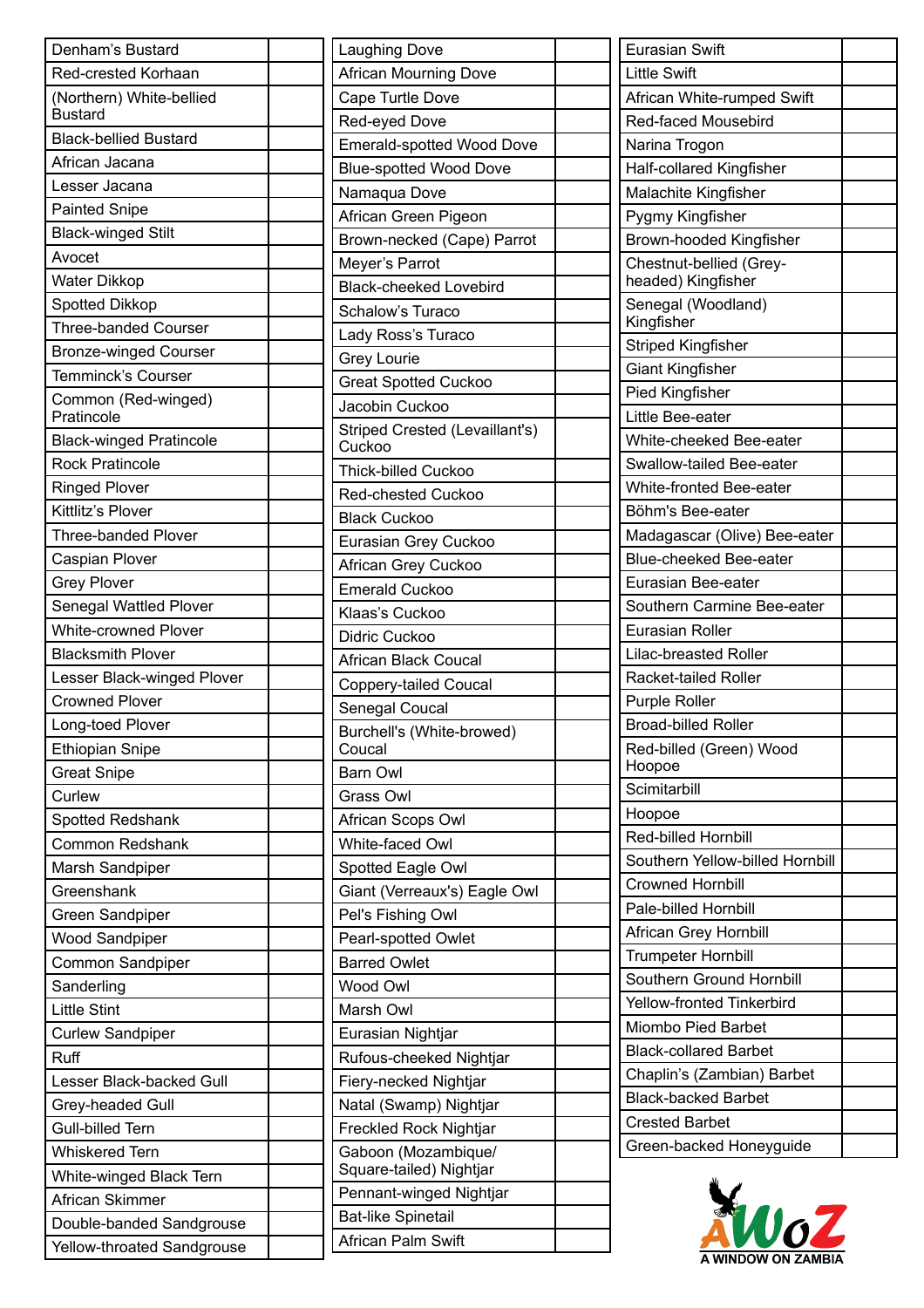| | |
|---|---|
| Denham's Bustard | |
| Red-crested Korhaan | |
| (Northern) White-bellied Bustard | |
| Black-bellied Bustard | |
| African Jacana | |
| Lesser Jacana | |
| Painted Snipe | |
| Black-winged Stilt | |
| Avocet | |
| Water Dikkop | |
| Spotted Dikkop | |
| Three-banded Courser | |
| Bronze-winged Courser | |
| Temminck's Courser | |
| Common (Red-winged) Pratincole | |
| Black-winged Pratincole | |
| Rock Pratincole | |
| Ringed Plover | |
| Kittlitz's Plover | |
| Three-banded Plover | |
| Caspian Plover | |
| Grey Plover | |
| Senegal Wattled Plover | |
| White-crowned Plover | |
| Blacksmith Plover | |
| Lesser Black-winged Plover | |
| Crowned Plover | |
| Long-toed Plover | |
| Ethiopian Snipe | |
| Great Snipe | |
| Curlew | |
| Spotted Redshank | |
| Common Redshank | |
| Marsh Sandpiper | |
| Greenshank | |
| Green Sandpiper | |
| Wood Sandpiper | |
| Common Sandpiper | |
| Sanderling | |
| Little Stint | |
| Curlew Sandpiper | |
| Ruff | |
| Lesser Black-backed Gull | |
| Grey-headed Gull | |
| Gull-billed Tern | |
| Whiskered Tern | |
| White-winged Black Tern | |
| African Skimmer | |
| Double-banded Sandgrouse | |
| Yellow-throated Sandgrouse | |

| | |
|---|---|
| Laughing Dove | |
| African Mourning Dove | |
| Cape Turtle Dove | |
| Red-eyed Dove | |
| Emerald-spotted Wood Dove | |
| Blue-spotted Wood Dove | |
| Namaqua Dove | |
| African Green Pigeon | |
| Brown-necked (Cape) Parrot | |
| Meyer's Parrot | |
| Black-cheeked Lovebird | |
| Schalow's Turaco | |
| Lady Ross's Turaco | |
| Grey Lourie | |
| Great Spotted Cuckoo | |
| Jacobin Cuckoo | |
| Striped Crested (Levaillant's) Cuckoo | |
| Thick-billed Cuckoo | |
| Red-chested Cuckoo | |
| Black Cuckoo | |
| Eurasian Grey Cuckoo | |
| African Grey Cuckoo | |
| Emerald Cuckoo | |
| Klaas's Cuckoo | |
| Didric Cuckoo | |
| African Black Coucal | |
| Coppery-tailed Coucal | |
| Senegal Coucal | |
| Burchell's (White-browed) Coucal | |
| Barn Owl | |
| Grass Owl | |
| African Scops Owl | |
| White-faced Owl | |
| Spotted Eagle Owl | |
| Giant (Verreaux's) Eagle Owl | |
| Pel's Fishing Owl | |
| Pearl-spotted Owlet | |
| Barred Owlet | |
| Wood Owl | |
| Marsh Owl | |
| Eurasian Nightjar | |
| Rufous-cheeked Nightjar | |
| Fiery-necked Nightjar | |
| Natal (Swamp) Nightjar | |
| Freckled Rock Nightjar | |
| Gaboon (Mozambique/ Square-tailed) Nightjar | |
| Pennant-winged Nightjar | |
| Bat-like Spinetail | |
| African Palm Swift | |

| | |
|---|---|
| Eurasian Swift | |
| Little Swift | |
| African White-rumped Swift | |
| Red-faced Mousebird | |
| Narina Trogon | |
| Half-collared Kingfisher | |
| Malachite Kingfisher | |
| Pygmy Kingfisher | |
| Brown-hooded Kingfisher | |
| Chestnut-bellied (Grey-headed) Kingfisher | |
| Senegal (Woodland) Kingfisher | |
| Striped Kingfisher | |
| Giant Kingfisher | |
| Pied Kingfisher | |
| Little Bee-eater | |
| White-cheeked Bee-eater | |
| Swallow-tailed Bee-eater | |
| White-fronted Bee-eater | |
| Böhm's Bee-eater | |
| Madagascar (Olive) Bee-eater | |
| Blue-cheeked Bee-eater | |
| Eurasian Bee-eater | |
| Southern Carmine Bee-eater | |
| Eurasian Roller | |
| Lilac-breasted Roller | |
| Racket-tailed Roller | |
| Purple Roller | |
| Broad-billed Roller | |
| Red-billed (Green) Wood Hoopoe | |
| Scimitarbill | |
| Hoopoe | |
| Red-billed Hornbill | |
| Southern Yellow-billed Hornbill | |
| Crowned Hornbill | |
| Pale-billed Hornbill | |
| African Grey Hornbill | |
| Trumpeter Hornbill | |
| Southern Ground Hornbill | |
| Yellow-fronted Tinkerbird | |
| Miombo Pied Barbet | |
| Black-collared Barbet | |
| Chaplin's (Zambian) Barbet | |
| Black-backed Barbet | |
| Crested Barbet | |
| Green-backed Honeyguide | |

AWoZ
A WINDOW ON ZAMBIA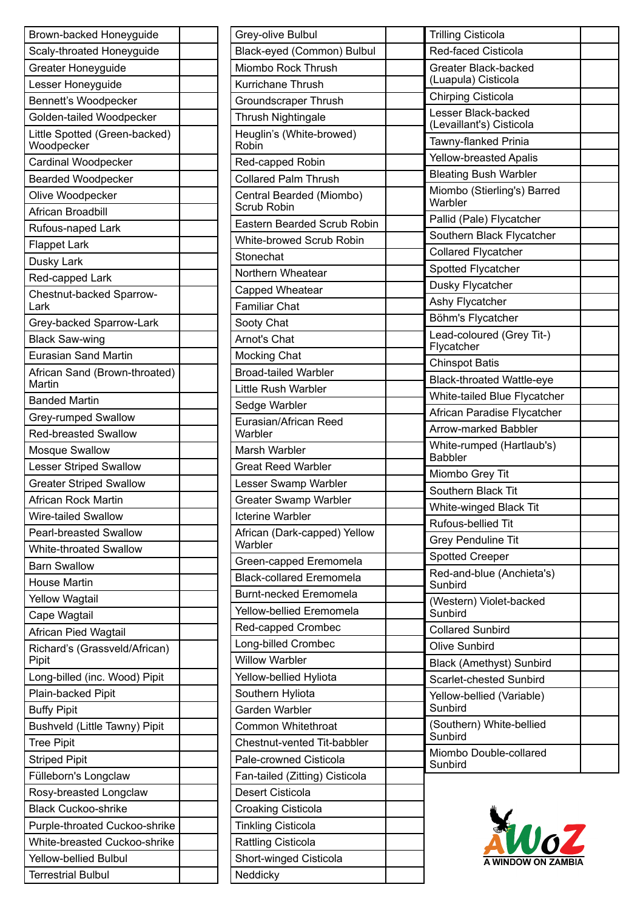| | |
|---|---|
| Brown-backed Honeyguide | |
| Scaly-throated Honeyguide | |
| Greater Honeyguide | |
| Lesser Honeyguide | |
| Bennett's Woodpecker | |
| Golden-tailed Woodpecker | |
| Little Spotted (Green-backed) Woodpecker | |
| Cardinal Woodpecker | |
| Bearded Woodpecker | |
| Olive Woodpecker | |
| African Broadbill | |
| Rufous-naped Lark | |
| Flappet Lark | |
| Dusky Lark | |
| Red-capped Lark | |
| Chestnut-backed Sparrow-Lark | |
| Grey-backed Sparrow-Lark | |
| Black Saw-wing | |
| Eurasian Sand Martin | |
| African Sand (Brown-throated) Martin | |
| Banded Martin | |
| Grey-rumped Swallow | |
| Red-breasted Swallow | |
| Mosque Swallow | |
| Lesser Striped Swallow | |
| Greater Striped Swallow | |
| African Rock Martin | |
| Wire-tailed Swallow | |
| Pearl-breasted Swallow | |
| White-throated Swallow | |
| Barn Swallow | |
| House Martin | |
| Yellow Wagtail | |
| Cape Wagtail | |
| African Pied Wagtail | |
| Richard's (Grassveld/African) Pipit | |
| Long-billed (inc. Wood) Pipit | |
| Plain-backed Pipit | |
| Buffy Pipit | |
| Bushveld (Little Tawny) Pipit | |
| Tree Pipit | |
| Striped Pipit | |
| Fülleborn's Longclaw | |
| Rosy-breasted Longclaw | |
| Black Cuckoo-shrike | |
| Purple-throated Cuckoo-shrike | |
| White-breasted Cuckoo-shrike | |
| Yellow-bellied Bulbul | |
| Terrestrial Bulbul | |
| Grey-olive Bulbul | |
| Black-eyed (Common) Bulbul | |
| Miombo Rock Thrush | |
| Kurrichane Thrush | |
| Groundscraper Thrush | |
| Thrush Nightingale | |
| Heuglin's (White-browed) Robin | |
| Red-capped Robin | |
| Collared Palm Thrush | |
| Central Bearded (Miombo) Scrub Robin | |
| Eastern Bearded Scrub Robin | |
| White-browed Scrub Robin | |
| Stonechat | |
| Northern Wheatear | |
| Capped Wheatear | |
| Familiar Chat | |
| Sooty Chat | |
| Arnot's Chat | |
| Mocking Chat | |
| Broad-tailed Warbler | |
| Little Rush Warbler | |
| Sedge Warbler | |
| Eurasian/African Reed Warbler | |
| Marsh Warbler | |
| Great Reed Warbler | |
| Lesser Swamp Warbler | |
| Greater Swamp Warbler | |
| Icterine Warbler | |
| African (Dark-capped) Yellow Warbler | |
| Green-capped Eremomela | |
| Black-collared Eremomela | |
| Burnt-necked Eremomela | |
| Yellow-bellied Eremomela | |
| Red-capped Crombec | |
| Long-billed Crombec | |
| Willow Warbler | |
| Yellow-bellied Hyliota | |
| Southern Hyliota | |
| Garden Warbler | |
| Common Whitethroat | |
| Chestnut-vented Tit-babbler | |
| Pale-crowned Cisticola | |
| Fan-tailed (Zitting) Cisticola | |
| Desert Cisticola | |
| Croaking Cisticola | |
| Tinkling Cisticola | |
| Rattling Cisticola | |
| Short-winged Cisticola | |
| Neddicky | |
| Trilling Cisticola | |
| Red-faced Cisticola | |
| Greater Black-backed (Luapula) Cisticola | |
| Chirping Cisticola | |
| Lesser Black-backed (Levaillant's) Cisticola | |
| Tawny-flanked Prinia | |
| Yellow-breasted Apalis | |
| Bleating Bush Warbler | |
| Miombo (Stierling's) Barred Warbler | |
| Pallid (Pale) Flycatcher | |
| Southern Black Flycatcher | |
| Collared Flycatcher | |
| Spotted Flycatcher | |
| Dusky Flycatcher | |
| Ashy Flycatcher | |
| Böhm's Flycatcher | |
| Lead-coloured (Grey Tit-) Flycatcher | |
| Chinspot Batis | |
| Black-throated Wattle-eye | |
| White-tailed Blue Flycatcher | |
| African Paradise Flycatcher | |
| Arrow-marked Babbler | |
| White-rumped (Hartlaub's) Babbler | |
| Miombo Grey Tit | |
| Southern Black Tit | |
| White-winged Black Tit | |
| Rufous-bellied Tit | |
| Grey Penduline Tit | |
| Spotted Creeper | |
| Red-and-blue (Anchieta's) Sunbird | |
| (Western) Violet-backed Sunbird | |
| Collared Sunbird | |
| Olive Sunbird | |
| Black (Amethyst) Sunbird | |
| Scarlet-chested Sunbird | |
| Yellow-bellied (Variable) Sunbird | |
| (Southern) White-bellied Sunbird | |
| Miombo Double-collared Sunbird | |

AWOZ A WINDOW ON ZAMBIA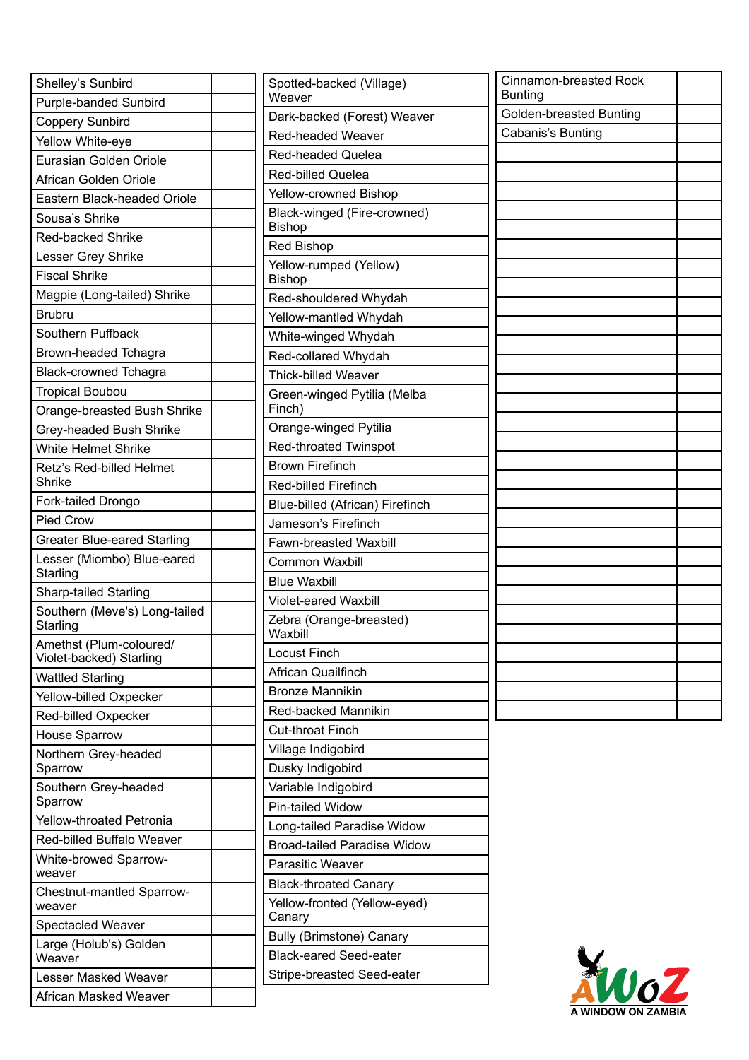| | |
|---|---|
| Shelley's Sunbird | |
| Purple-banded Sunbird | |
| Coppery Sunbird | |
| Yellow White-eye | |
| Eurasian Golden Oriole | |
| African Golden Oriole | |
| Eastern Black-headed Oriole | |
| Sousa's Shrike | |
| Red-backed Shrike | |
| Lesser Grey Shrike | |
| Fiscal Shrike | |
| Magpie (Long-tailed) Shrike | |
| Brubru | |
| Southern Puffback | |
| Brown-headed Tchagra | |
| Black-crowned Tchagra | |
| Tropical Boubou | |
| Orange-breasted Bush Shrike | |
| Grey-headed Bush Shrike | |
| White Helmet Shrike | |
| Retz's Red-billed Helmet Shrike | |
| Fork-tailed Drongo | |
| Pied Crow | |
| Greater Blue-eared Starling | |
| Lesser (Miombo) Blue-eared Starling | |
| Sharp-tailed Starling | |
| Southern (Meve's) Long-tailed Starling | |
| Amethst (Plum-coloured/ Violet-backed) Starling | |
| Wattled Starling | |
| Yellow-billed Oxpecker | |
| Red-billed Oxpecker | |
| House Sparrow | |
| Northern Grey-headed Sparrow | |
| Southern Grey-headed Sparrow | |
| Yellow-throated Petronia | |
| Red-billed Buffalo Weaver | |
| White-browed Sparrow-weaver | |
| Chestnut-mantled Sparrow-weaver | |
| Spectacled Weaver | |
| Large (Holub's) Golden Weaver | |
| Lesser Masked Weaver | |
| African Masked Weaver | |

| | |
|---|---|
| Spotted-backed (Village) Weaver | |
| Dark-backed (Forest) Weaver | |
| Red-headed Weaver | |
| Red-headed Quelea | |
| Red-billed Quelea | |
| Yellow-crowned Bishop | |
| Black-winged (Fire-crowned) Bishop | |
| Red Bishop | |
| Yellow-rumped (Yellow) Bishop | |
| Red-shouldered Whydah | |
| Yellow-mantled Whydah | |
| White-winged Whydah | |
| Red-collared Whydah | |
| Thick-billed Weaver | |
| Green-winged Pytilia (Melba Finch) | |
| Orange-winged Pytilia | |
| Red-throated Twinspot | |
| Brown Firefinch | |
| Red-billed Firefinch | |
| Blue-billed (African) Firefinch | |
| Jameson's Firefinch | |
| Fawn-breasted Waxbill | |
| Common Waxbill | |
| Blue Waxbill | |
| Violet-eared Waxbill | |
| Zebra (Orange-breasted) Waxbill | |
| Locust Finch | |
| African Quailfinch | |
| Bronze Mannikin | |
| Red-backed Mannikin | |
| Cut-throat Finch | |
| Village Indigobird | |
| Dusky Indigobird | |
| Variable Indigobird | |
| Pin-tailed Widow | |
| Long-tailed Paradise Widow | |
| Broad-tailed Paradise Widow | |
| Parasitic Weaver | |
| Black-throated Canary | |
| Yellow-fronted (Yellow-eyed) Canary | |
| Bully (Brimstone) Canary | |
| Black-eared Seed-eater | |
| Stripe-breasted Seed-eater | |

| | |
|---|---|
| Cinnamon-breasted Rock Bunting | |
| Golden-breasted Bunting | |
| Cabanis's Bunting | |
| | |
| | |
| | |
| | |
| | |
| | |
| | |
| | |
| | |
| | |
| | |
| | |
| | |
| | |
| | |
| | |
| | |
| | |
| | |
| | |
| | |
| | |
| | |
| | |
| | |
| | |
| | |
| | |
| | |
| | |

AWoZ
A WINDOW ON ZAMBIA